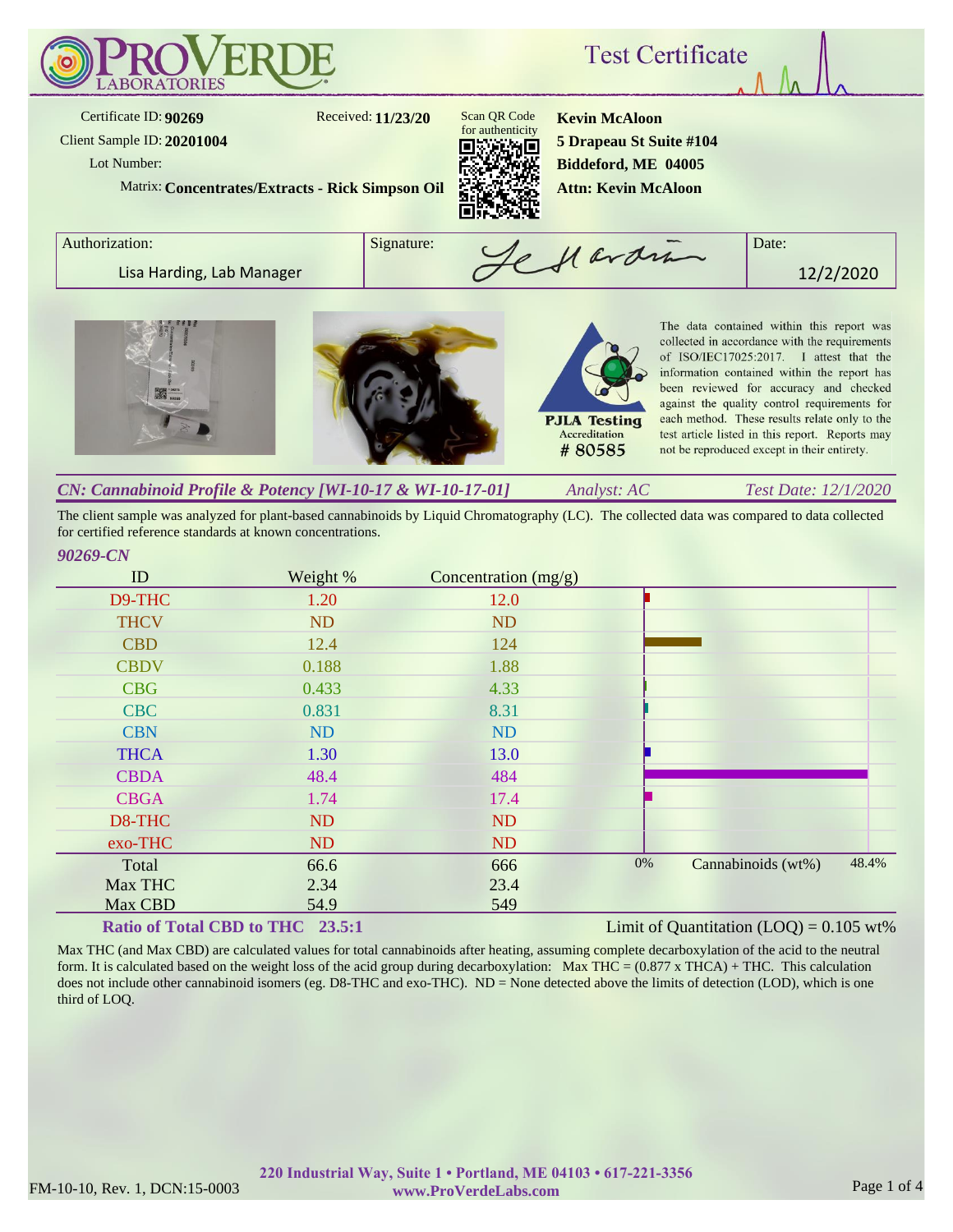# ProVerde Laboratories

## Test Certificate

Certificate ID: **90269**
Client Sample ID: **20201004**
Lot Number:
Matrix: **Concentrates/Extracts - Rick Simpson Oil**

Received: **11/23/20**

Scan QR Code for authenticity

**Kevin McAloon**
**5 Drapeau St Suite #104**
**Biddeford, ME 04005**
**Attn: Kevin McAloon**

| Authorization: | Signature: | Date: |
|---|---|---|
| Lisa Harding, Lab Manager | | 12/2/2020 |

PJLA Testing Accreditation # 80585

The data contained within this report was collected in accordance with the requirements of ISO/IEC17025:2017. I attest that the information contained within the report has been reviewed for accuracy and checked against the quality control requirements for each method. These results relate only to the test article listed in this report. Reports may not be reproduced except in their entirety.

### *CN: Cannabinoid Profile & Potency [WI-10-17 & WI-10-17-01]* — *Analyst: AC* — *Test Date: 12/1/2020*

The client sample was analyzed for plant-based cannabinoids by Liquid Chromatography (LC). The collected data was compared to data collected for certified reference standards at known concentrations.

*90269-CN*

| ID | Weight % | Concentration (mg/g) |
|---|---|---|
| D9-THC | 1.20 | 12.0 |
| THCV | ND | ND |
| CBD | 12.4 | 124 |
| CBDV | 0.188 | 1.88 |
| CBG | 0.433 | 4.33 |
| CBC | 0.831 | 8.31 |
| CBN | ND | ND |
| THCA | 1.30 | 13.0 |
| CBDA | 48.4 | 484 |
| CBGA | 1.74 | 17.4 |
| D8-THC | ND | ND |
| exo-THC | ND | ND |
| Total | 66.6 | 666 |
| Max THC | 2.34 | 23.4 |
| Max CBD | 54.9 | 549 |

Chart: Cannabinoids (wt%), 0% – 48.4%

**Ratio of Total CBD to THC 23.5:1**

Limit of Quantitation (LOQ) = 0.105 wt%

Max THC (and Max CBD) are calculated values for total cannabinoids after heating, assuming complete decarboxylation of the acid to the neutral form. It is calculated based on the weight loss of the acid group during decarboxylation: Max THC = (0.877 x THCA) + THC. This calculation does not include other cannabinoid isomers (eg. D8-THC and exo-THC). ND = None detected above the limits of detection (LOD), which is one third of LOQ.

220 Industrial Way, Suite 1 • Portland, ME 04103 • 617-221-3356
www.ProVerdeLabs.com

FM-10-10, Rev. 1, DCN:15-0003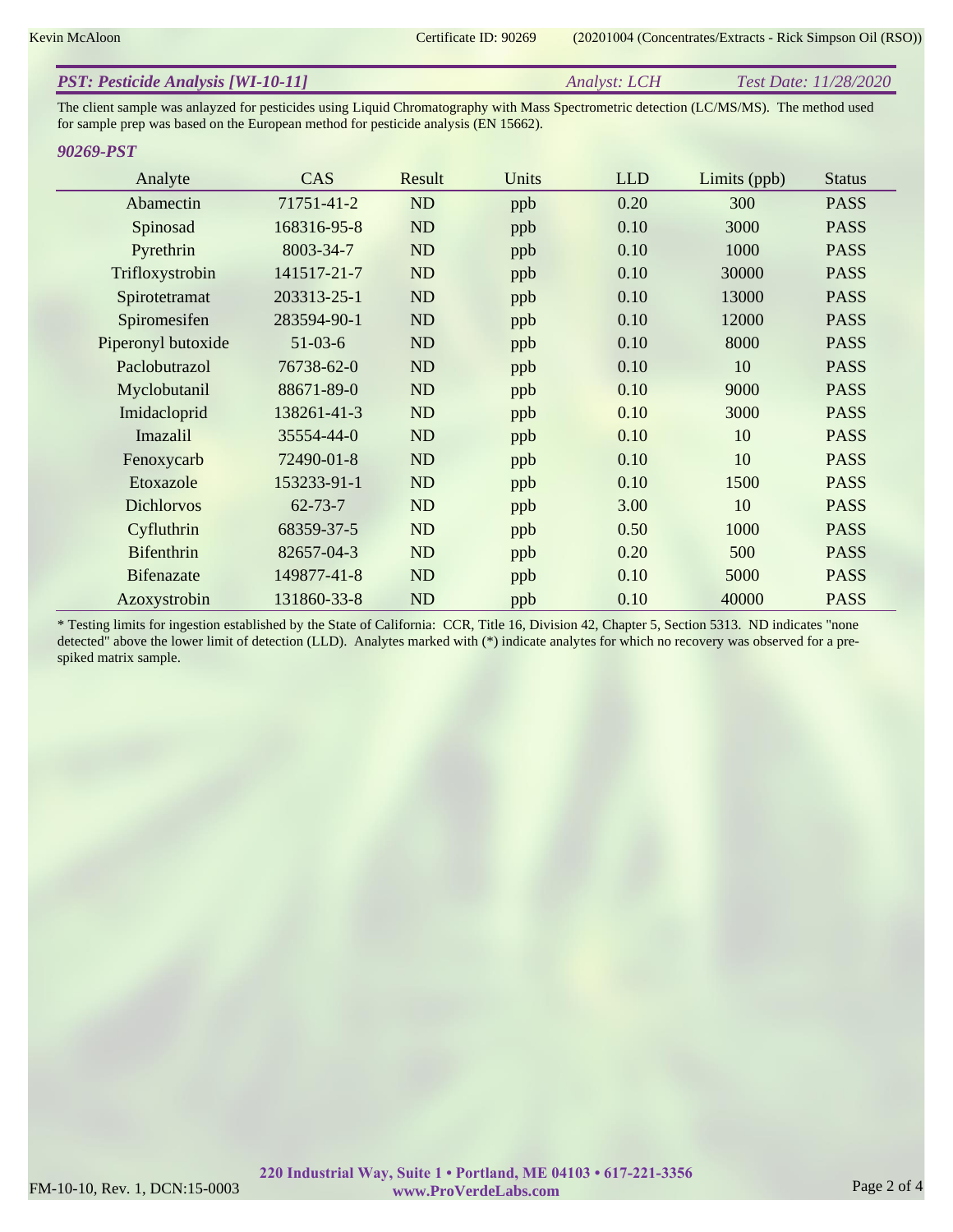## PST: Pesticide Analysis [WI-10-11]

*Analyst: LCH* *Test Date: 11/28/2020*

The client sample was anlayzed for pesticides using Liquid Chromatography with Mass Spectrometric detection (LC/MS/MS). The method used for sample prep was based on the European method for pesticide analysis (EN 15662).

### 90269-PST

| Analyte | CAS | Result | Units | LLD | Limits (ppb) | Status |
|---|---|---|---|---|---|---|
| Abamectin | 71751-41-2 | ND | ppb | 0.20 | 300 | PASS |
| Spinosad | 168316-95-8 | ND | ppb | 0.10 | 3000 | PASS |
| Pyrethrin | 8003-34-7 | ND | ppb | 0.10 | 1000 | PASS |
| Trifloxystrobin | 141517-21-7 | ND | ppb | 0.10 | 30000 | PASS |
| Spirotetramat | 203313-25-1 | ND | ppb | 0.10 | 13000 | PASS |
| Spiromesifen | 283594-90-1 | ND | ppb | 0.10 | 12000 | PASS |
| Piperonyl butoxide | 51-03-6 | ND | ppb | 0.10 | 8000 | PASS |
| Paclobutrazol | 76738-62-0 | ND | ppb | 0.10 | 10 | PASS |
| Myclobutanil | 88671-89-0 | ND | ppb | 0.10 | 9000 | PASS |
| Imidacloprid | 138261-41-3 | ND | ppb | 0.10 | 3000 | PASS |
| Imazalil | 35554-44-0 | ND | ppb | 0.10 | 10 | PASS |
| Fenoxycarb | 72490-01-8 | ND | ppb | 0.10 | 10 | PASS |
| Etoxazole | 153233-91-1 | ND | ppb | 0.10 | 1500 | PASS |
| Dichlorvos | 62-73-7 | ND | ppb | 3.00 | 10 | PASS |
| Cyfluthrin | 68359-37-5 | ND | ppb | 0.50 | 1000 | PASS |
| Bifenthrin | 82657-04-3 | ND | ppb | 0.20 | 500 | PASS |
| Bifenazate | 149877-41-8 | ND | ppb | 0.10 | 5000 | PASS |
| Azoxystrobin | 131860-33-8 | ND | ppb | 0.10 | 40000 | PASS |

* Testing limits for ingestion established by the State of California: CCR, Title 16, Division 42, Chapter 5, Section 5313. ND indicates "none detected" above the lower limit of detection (LLD). Analytes marked with (*) indicate analytes for which no recovery was observed for a pre-spiked matrix sample.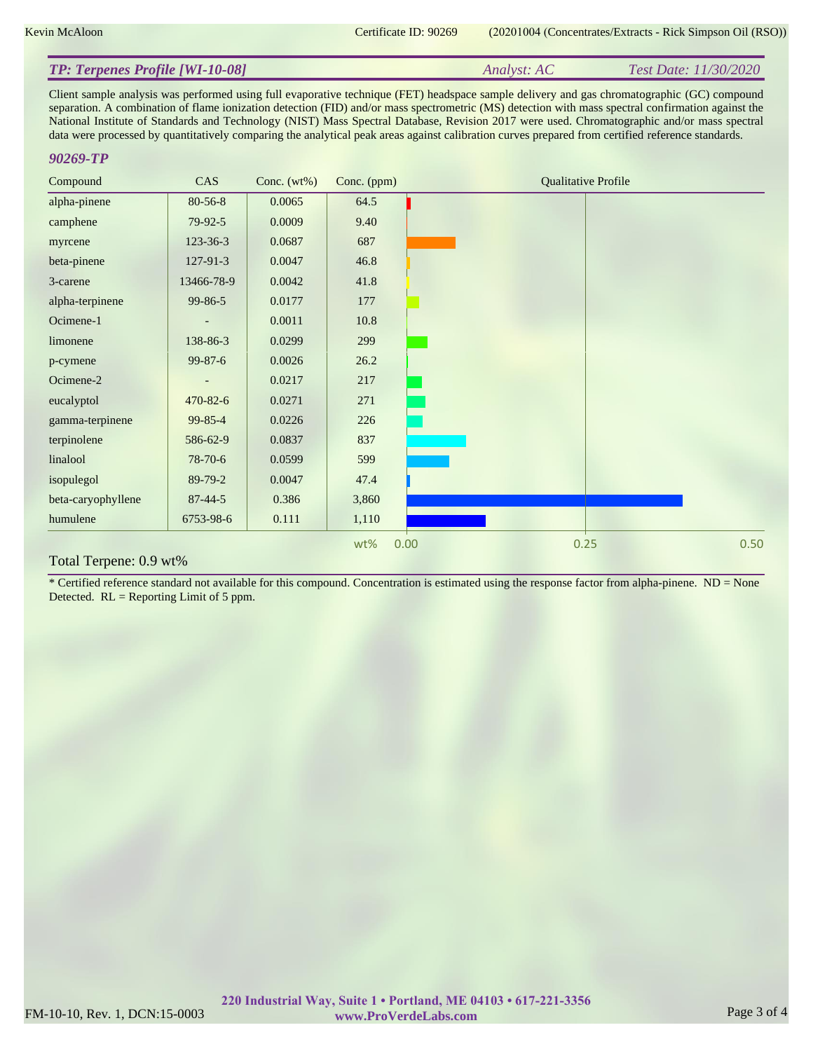Kevin McAloon Certificate ID: 90269 (20201004 (Concentrates/Extracts - Rick Simpson Oil (RSO)))

## *TP: Terpenes Profile [WI-10-08]*

*Analyst: AC* *Test Date: 11/30/2020*

Client sample analysis was performed using full evaporative technique (FET) headspace sample delivery and gas chromatographic (GC) compound separation. A combination of flame ionization detection (FID) and/or mass spectrometric (MS) detection with mass spectral confirmation against the National Institute of Standards and Technology (NIST) Mass Spectral Database, Revision 2017 were used. Chromatographic and/or mass spectral data were processed by quantitatively comparing the analytical peak areas against calibration curves prepared from certified reference standards.

### *90269-TP*

| Compound | CAS | Conc. (wt%) | Conc. (ppm) |
|---|---|---|---|
| alpha-pinene | 80-56-8 | 0.0065 | 64.5 |
| camphene | 79-92-5 | 0.0009 | 9.40 |
| myrcene | 123-36-3 | 0.0687 | 687 |
| beta-pinene | 127-91-3 | 0.0047 | 46.8 |
| 3-carene | 13466-78-9 | 0.0042 | 41.8 |
| alpha-terpinene | 99-86-5 | 0.0177 | 177 |
| Ocimene-1 | - | 0.0011 | 10.8 |
| limonene | 138-86-3 | 0.0299 | 299 |
| p-cymene | 99-87-6 | 0.0026 | 26.2 |
| Ocimene-2 | - | 0.0217 | 217 |
| eucalyptol | 470-82-6 | 0.0271 | 271 |
| gamma-terpinene | 99-85-4 | 0.0226 | 226 |
| terpinolene | 586-62-9 | 0.0837 | 837 |
| linalool | 78-70-6 | 0.0599 | 599 |
| isopulegol | 89-79-2 | 0.0047 | 47.4 |
| beta-caryophyllene | 87-44-5 | 0.386 | 3,860 |
| humulene | 6753-98-6 | 0.111 | 1,110 |

Total Terpene: 0.9 wt%

* Certified reference standard not available for this compound. Concentration is estimated using the response factor from alpha-pinene. ND = None Detected. RL = Reporting Limit of 5 ppm.

**220 Industrial Way, Suite 1 • Portland, ME 04103 • 617-221-3356**
**www.ProVerdeLabs.com**

FM-10-10, Rev. 1, DCN:15-0003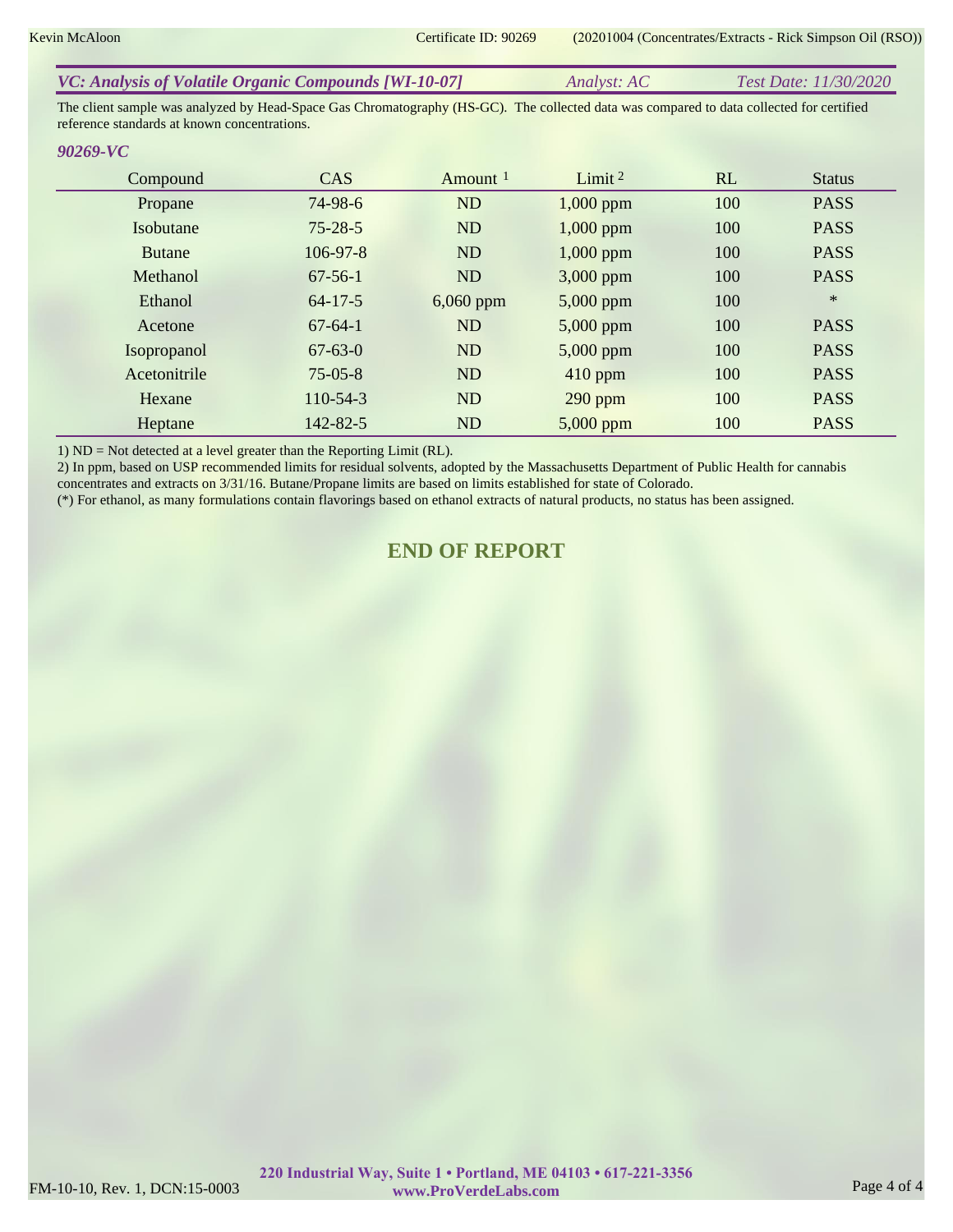## *VC: Analysis of Volatile Organic Compounds [WI-10-07]* *Analyst: AC* *Test Date: 11/30/2020*

The client sample was analyzed by Head-Space Gas Chromatography (HS-GC). The collected data was compared to data collected for certified reference standards at known concentrations.

### *90269-VC*

| Compound | CAS | Amount [1] | Limit [2] | RL | Status |
|---|---|---|---|---|---|
| Propane | 74-98-6 | ND | 1,000 ppm | 100 | PASS |
| Isobutane | 75-28-5 | ND | 1,000 ppm | 100 | PASS |
| Butane | 106-97-8 | ND | 1,000 ppm | 100 | PASS |
| Methanol | 67-56-1 | ND | 3,000 ppm | 100 | PASS |
| Ethanol | 64-17-5 | 6,060 ppm | 5,000 ppm | 100 | * |
| Acetone | 67-64-1 | ND | 5,000 ppm | 100 | PASS |
| Isopropanol | 67-63-0 | ND | 5,000 ppm | 100 | PASS |
| Acetonitrile | 75-05-8 | ND | 410 ppm | 100 | PASS |
| Hexane | 110-54-3 | ND | 290 ppm | 100 | PASS |
| Heptane | 142-82-5 | ND | 5,000 ppm | 100 | PASS |

1) ND = Not detected at a level greater than the Reporting Limit (RL).
2) In ppm, based on USP recommended limits for residual solvents, adopted by the Massachusetts Department of Public Health for cannabis concentrates and extracts on 3/31/16. Butane/Propane limits are based on limits established for state of Colorado.
(*) For ethanol, as many formulations contain flavorings based on ethanol extracts of natural products, no status has been assigned.

## END OF REPORT

**220 Industrial Way, Suite 1 • Portland, ME 04103 • 617-221-3356**
**www.ProVerdeLabs.com**